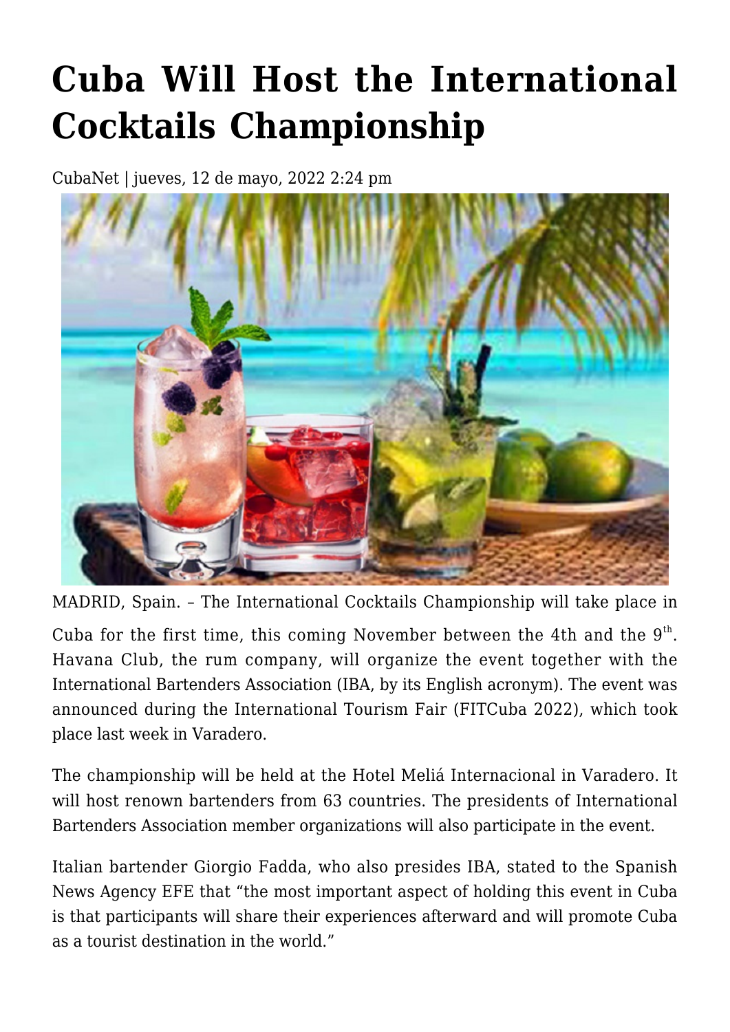# Cuba Will Host the International Cocktails Championship

CubaNet | jueves, 12 de mayo, 2022 2:24 pm

MADRID, Spain. – The International Cocktails Championship will take place in Cuba for the first time, this coming November between the 4th and the 9th. Havana Club, the rum company, will organize the event together with the International Bartenders Association (IBA, by its English acronym). The event was announced during the International Tourism Fair (FITCuba 2022), which took place last week in Varadero.

The championship will be held at the Hotel Meliá Internacional in Varadero. It will host renown bartenders from 63 countries. The presidents of International Bartenders Association member organizations will also participate in the event.

Italian bartender Giorgio Fadda, who also presides IBA, stated to the Spanish News Agency EFE that "the most important aspect of holding this event in Cuba is that participants will share their experiences afterward and will promote Cuba as a tourist destination in the world."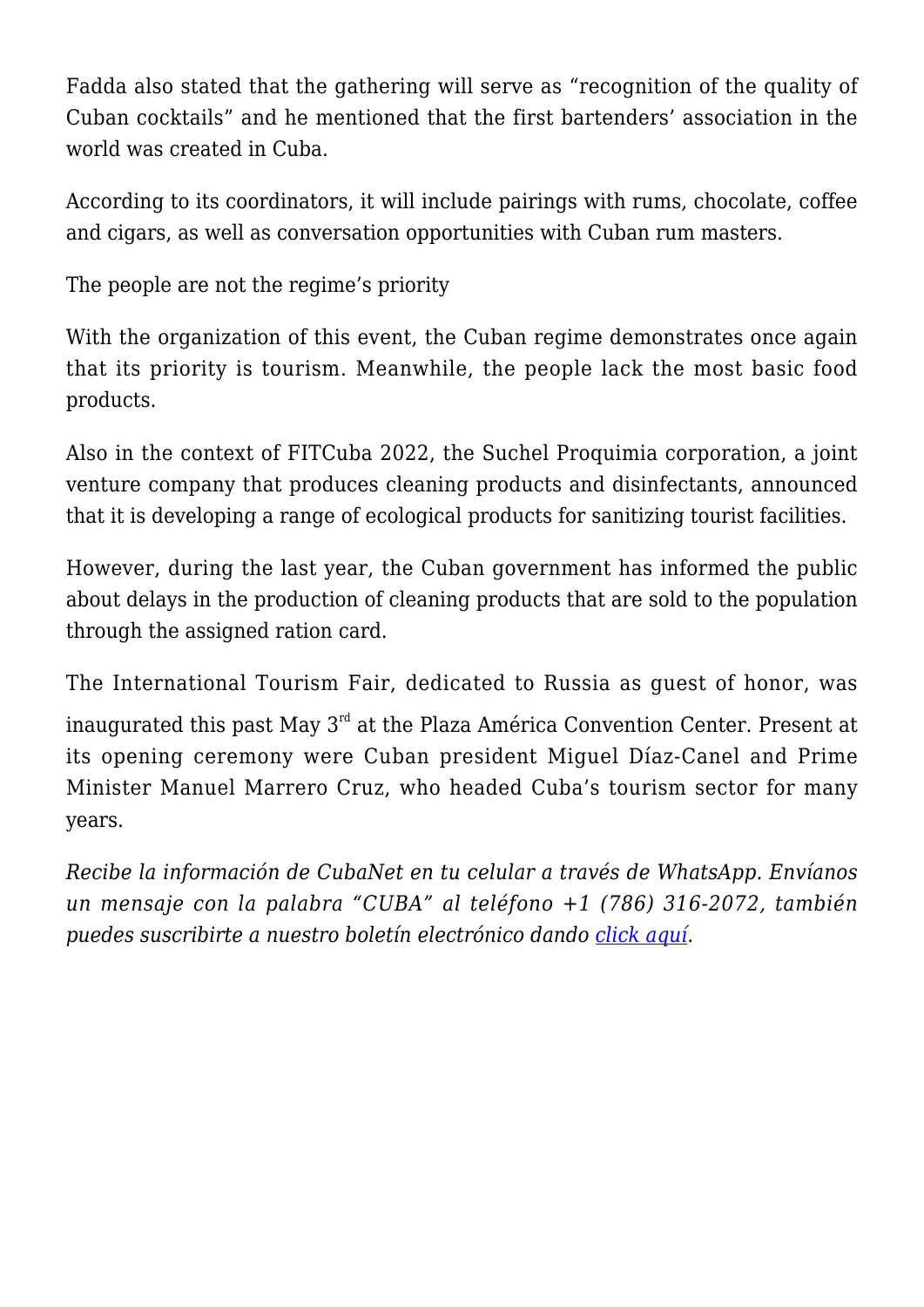Fadda also stated that the gathering will serve as "recognition of the quality of Cuban cocktails" and he mentioned that the first bartenders' association in the world was created in Cuba.

According to its coordinators, it will include pairings with rums, chocolate, coffee and cigars, as well as conversation opportunities with Cuban rum masters.

The people are not the regime's priority

With the organization of this event, the Cuban regime demonstrates once again that its priority is tourism. Meanwhile, the people lack the most basic food products.

Also in the context of FITCuba 2022, the Suchel Proquimia corporation, a joint venture company that produces cleaning products and disinfectants, announced that it is developing a range of ecological products for sanitizing tourist facilities.

However, during the last year, the Cuban government has informed the public about delays in the production of cleaning products that are sold to the population through the assigned ration card.

The International Tourism Fair, dedicated to Russia as guest of honor, was inaugurated this past May 3rd at the Plaza América Convention Center. Present at its opening ceremony were Cuban president Miguel Díaz-Canel and Prime Minister Manuel Marrero Cruz, who headed Cuba's tourism sector for many years.

*Recibe la información de CubaNet en tu celular a través de WhatsApp. Envíanos un mensaje con la palabra "CUBA" al teléfono +1 (786) 316-2072, también puedes suscribirte a nuestro boletín electrónico dando click aquí.*